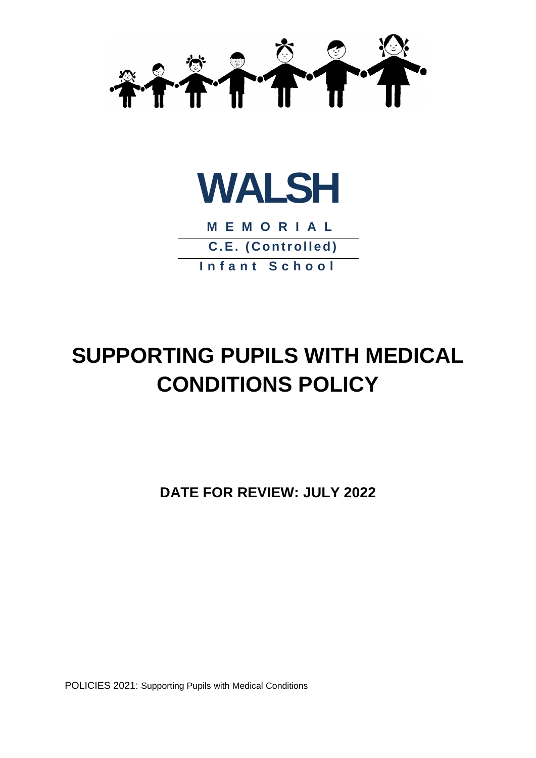# WALSH

**M E M O R I A L**

**C.E. (Controlled)**

**Infant School**

# SUPPORTING PUPILS WITH MEDICAL CONDITIONS POLICY

**DATE FOR REVIEW: JULY 2022**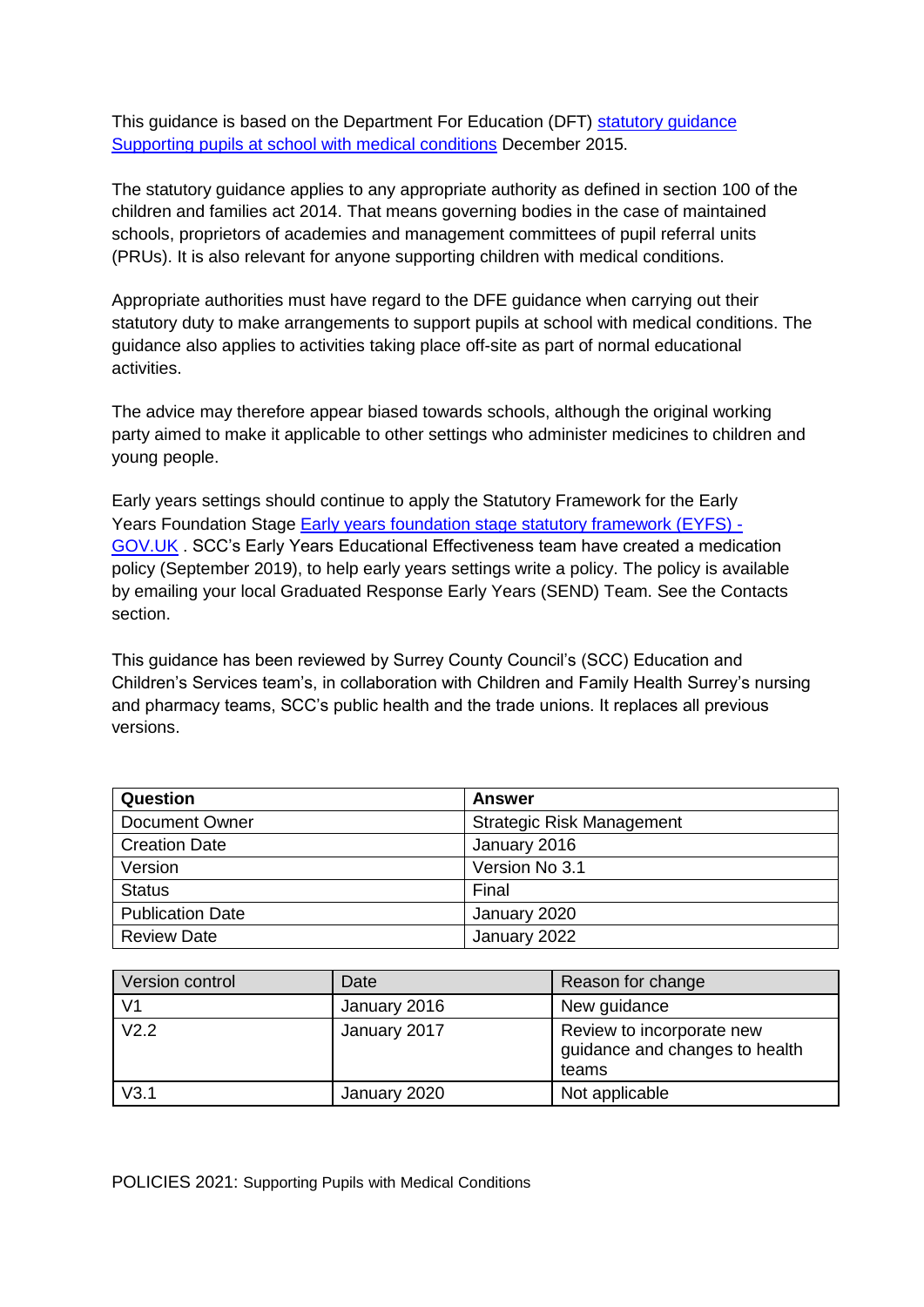This guidance is based on the Department For Education (DFT) [statutory guidance Supporting pupils at school with medical conditions] December 2015.

The statutory guidance applies to any appropriate authority as defined in section 100 of the children and families act 2014. That means governing bodies in the case of maintained schools, proprietors of academies and management committees of pupil referral units (PRUs). It is also relevant for anyone supporting children with medical conditions.

Appropriate authorities must have regard to the DFE guidance when carrying out their statutory duty to make arrangements to support pupils at school with medical conditions. The guidance also applies to activities taking place off-site as part of normal educational activities.

The advice may therefore appear biased towards schools, although the original working party aimed to make it applicable to other settings who administer medicines to children and young people.

Early years settings should continue to apply the Statutory Framework for the Early Years Foundation Stage [Early years foundation stage statutory framework (EYFS) - GOV.UK] . SCC's Early Years Educational Effectiveness team have created a medication policy (September 2019), to help early years settings write a policy. The policy is available by emailing your local Graduated Response Early Years (SEND) Team. See the Contacts section.

This guidance has been reviewed by Surrey County Council's (SCC) Education and Children's Services team's, in collaboration with Children and Family Health Surrey's nursing and pharmacy teams, SCC's public health and the trade unions. It replaces all previous versions.

| Question | Answer |
|---|---|
| Document Owner | Strategic Risk Management |
| Creation Date | January 2016 |
| Version | Version No 3.1 |
| Status | Final |
| Publication Date | January 2020 |
| Review Date | January 2022 |

| Version control | Date | Reason for change |
|---|---|---|
| V1 | January 2016 | New guidance |
| V2.2 | January 2017 | Review to incorporate new guidance and changes to health teams |
| V3.1 | January 2020 | Not applicable |

POLICIES 2021: Supporting Pupils with Medical Conditions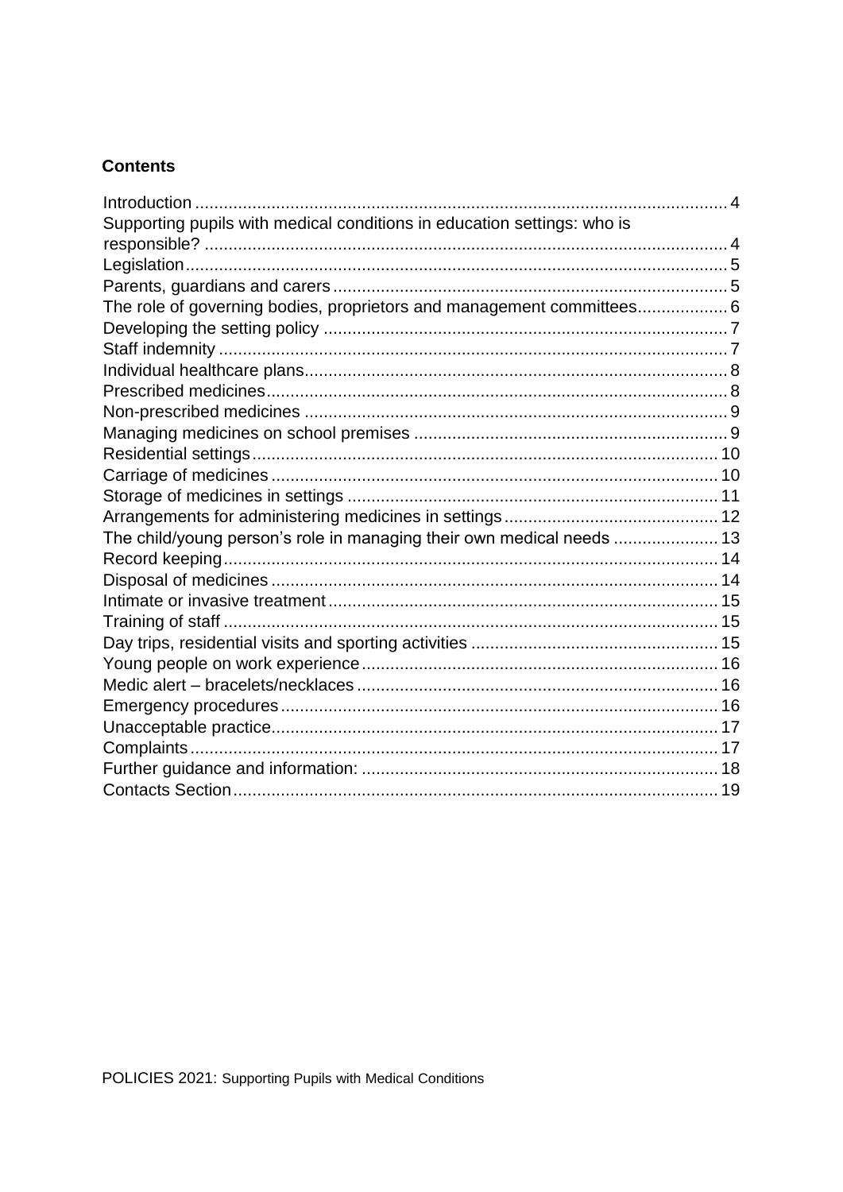**Contents**

| | |
|---|---|
| Introduction | 4 |
| Supporting pupils with medical conditions in education settings: who is responsible? | 4 |
| Legislation | 5 |
| Parents, guardians and carers | 5 |
| The role of governing bodies, proprietors and management committees | 6 |
| Developing the setting policy | 7 |
| Staff indemnity | 7 |
| Individual healthcare plans | 8 |
| Prescribed medicines | 8 |
| Non-prescribed medicines | 9 |
| Managing medicines on school premises | 9 |
| Residential settings | 10 |
| Carriage of medicines | 10 |
| Storage of medicines in settings | 11 |
| Arrangements for administering medicines in settings | 12 |
| The child/young person's role in managing their own medical needs | 13 |
| Record keeping | 14 |
| Disposal of medicines | 14 |
| Intimate or invasive treatment | 15 |
| Training of staff | 15 |
| Day trips, residential visits and sporting activities | 15 |
| Young people on work experience | 16 |
| Medic alert – bracelets/necklaces | 16 |
| Emergency procedures | 16 |
| Unacceptable practice | 17 |
| Complaints | 17 |
| Further guidance and information: | 18 |
| Contacts Section | 19 |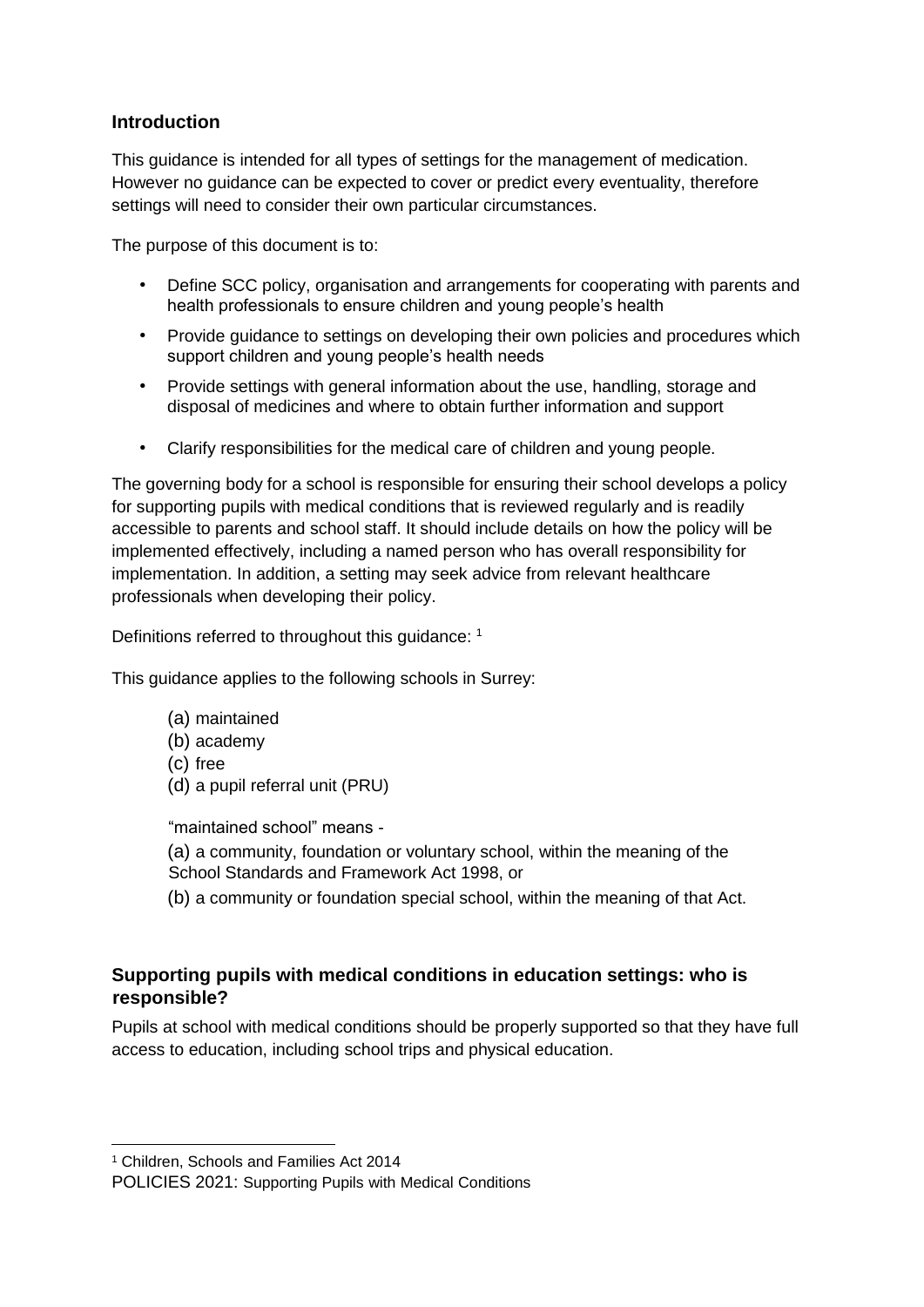## Introduction

This guidance is intended for all types of settings for the management of medication. However no guidance can be expected to cover or predict every eventuality, therefore settings will need to consider their own particular circumstances.

The purpose of this document is to:

- Define SCC policy, organisation and arrangements for cooperating with parents and health professionals to ensure children and young people's health
- Provide guidance to settings on developing their own policies and procedures which support children and young people's health needs
- Provide settings with general information about the use, handling, storage and disposal of medicines and where to obtain further information and support
- Clarify responsibilities for the medical care of children and young people.

The governing body for a school is responsible for ensuring their school develops a policy for supporting pupils with medical conditions that is reviewed regularly and is readily accessible to parents and school staff. It should include details on how the policy will be implemented effectively, including a named person who has overall responsibility for implementation. In addition, a setting may seek advice from relevant healthcare professionals when developing their policy.

Definitions referred to throughout this guidance: [1]

This guidance applies to the following schools in Surrey:

(a) maintained
(b) academy
(c) free
(d) a pupil referral unit (PRU)

"maintained school" means -

(a) a community, foundation or voluntary school, within the meaning of the School Standards and Framework Act 1998, or

(b) a community or foundation special school, within the meaning of that Act.

## Supporting pupils with medical conditions in education settings: who is responsible?

Pupils at school with medical conditions should be properly supported so that they have full access to education, including school trips and physical education.

---

[1] Children, Schools and Families Act 2014

POLICIES 2021: Supporting Pupils with Medical Conditions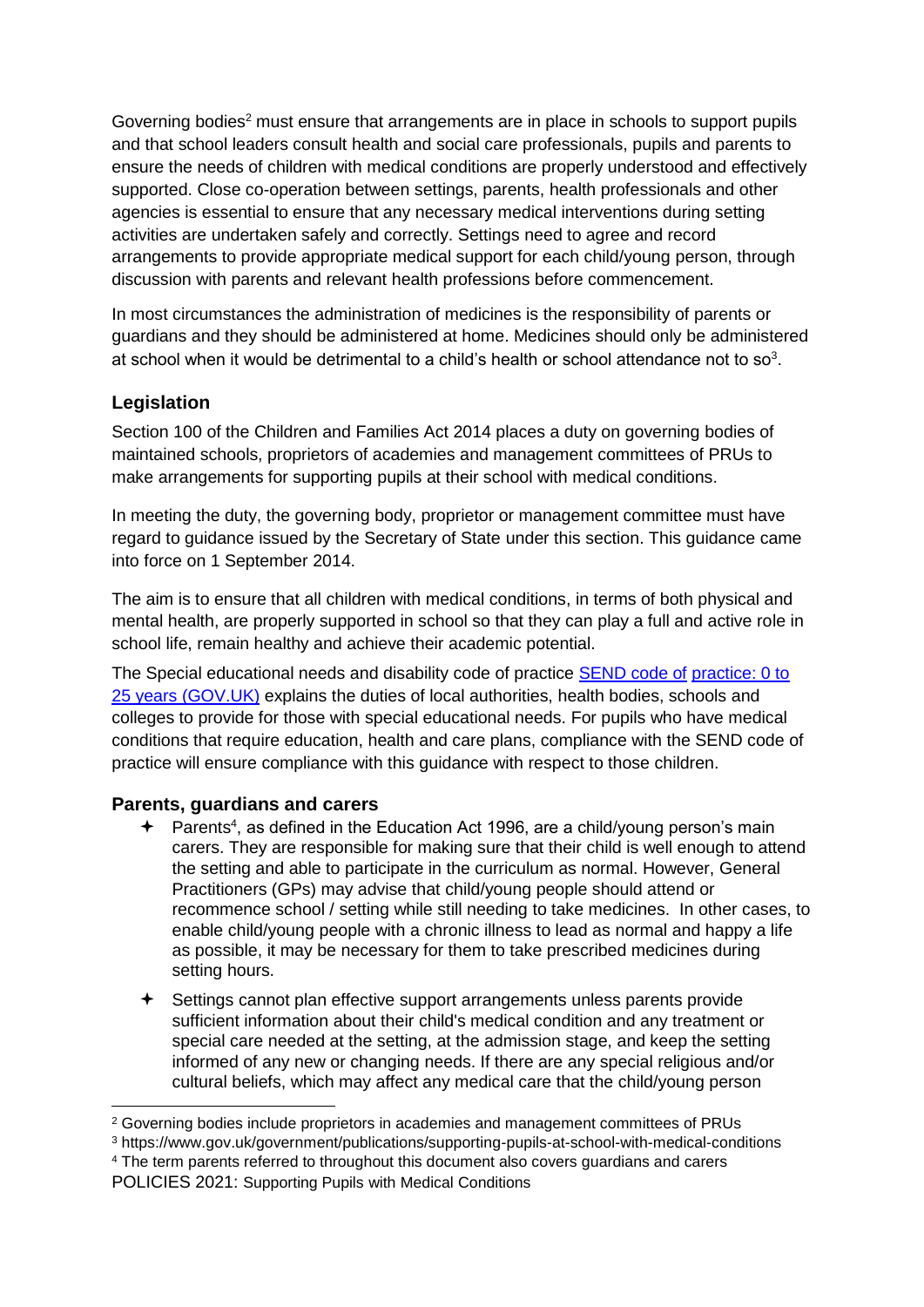Governing bodies[2] must ensure that arrangements are in place in schools to support pupils and that school leaders consult health and social care professionals, pupils and parents to ensure the needs of children with medical conditions are properly understood and effectively supported. Close co-operation between settings, parents, health professionals and other agencies is essential to ensure that any necessary medical interventions during setting activities are undertaken safely and correctly. Settings need to agree and record arrangements to provide appropriate medical support for each child/young person, through discussion with parents and relevant health professions before commencement.

In most circumstances the administration of medicines is the responsibility of parents or guardians and they should be administered at home. Medicines should only be administered at school when it would be detrimental to a child's health or school attendance not to so[3].

### Legislation

Section 100 of the Children and Families Act 2014 places a duty on governing bodies of maintained schools, proprietors of academies and management committees of PRUs to make arrangements for supporting pupils at their school with medical conditions.

In meeting the duty, the governing body, proprietor or management committee must have regard to guidance issued by the Secretary of State under this section. This guidance came into force on 1 September 2014.

The aim is to ensure that all children with medical conditions, in terms of both physical and mental health, are properly supported in school so that they can play a full and active role in school life, remain healthy and achieve their academic potential.

The Special educational needs and disability code of practice [SEND code of practice: 0 to 25 years (GOV.UK)] explains the duties of local authorities, health bodies, schools and colleges to provide for those with special educational needs. For pupils who have medical conditions that require education, health and care plans, compliance with the SEND code of practice will ensure compliance with this guidance with respect to those children.

### Parents, guardians and carers

- Parents[4], as defined in the Education Act 1996, are a child/young person's main carers. They are responsible for making sure that their child is well enough to attend the setting and able to participate in the curriculum as normal. However, General Practitioners (GPs) may advise that child/young people should attend or recommence school / setting while still needing to take medicines. In other cases, to enable child/young people with a chronic illness to lead as normal and happy a life as possible, it may be necessary for them to take prescribed medicines during setting hours.
- Settings cannot plan effective support arrangements unless parents provide sufficient information about their child's medical condition and any treatment or special care needed at the setting, at the admission stage, and keep the setting informed of any new or changing needs. If there are any special religious and/or cultural beliefs, which may affect any medical care that the child/young person

---

[2] Governing bodies include proprietors in academies and management committees of PRUs

[3] https://www.gov.uk/government/publications/supporting-pupils-at-school-with-medical-conditions

[4] The term parents referred to throughout this document also covers guardians and carers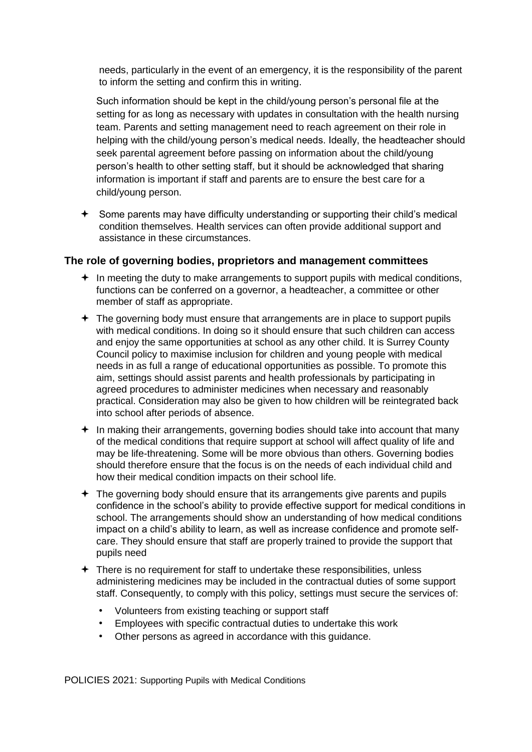needs, particularly in the event of an emergency, it is the responsibility of the parent to inform the setting and confirm this in writing.

Such information should be kept in the child/young person's personal file at the setting for as long as necessary with updates in consultation with the health nursing team. Parents and setting management need to reach agreement on their role in helping with the child/young person's medical needs. Ideally, the headteacher should seek parental agreement before passing on information about the child/young person's health to other setting staff, but it should be acknowledged that sharing information is important if staff and parents are to ensure the best care for a child/young person.

- Some parents may have difficulty understanding or supporting their child's medical condition themselves. Health services can often provide additional support and assistance in these circumstances.

### The role of governing bodies, proprietors and management committees

- In meeting the duty to make arrangements to support pupils with medical conditions, functions can be conferred on a governor, a headteacher, a committee or other member of staff as appropriate.
- The governing body must ensure that arrangements are in place to support pupils with medical conditions. In doing so it should ensure that such children can access and enjoy the same opportunities at school as any other child. It is Surrey County Council policy to maximise inclusion for children and young people with medical needs in as full a range of educational opportunities as possible. To promote this aim, settings should assist parents and health professionals by participating in agreed procedures to administer medicines when necessary and reasonably practical. Consideration may also be given to how children will be reintegrated back into school after periods of absence.
- In making their arrangements, governing bodies should take into account that many of the medical conditions that require support at school will affect quality of life and may be life-threatening. Some will be more obvious than others. Governing bodies should therefore ensure that the focus is on the needs of each individual child and how their medical condition impacts on their school life.
- The governing body should ensure that its arrangements give parents and pupils confidence in the school's ability to provide effective support for medical conditions in school. The arrangements should show an understanding of how medical conditions impact on a child's ability to learn, as well as increase confidence and promote self-care. They should ensure that staff are properly trained to provide the support that pupils need
- There is no requirement for staff to undertake these responsibilities, unless administering medicines may be included in the contractual duties of some support staff. Consequently, to comply with this policy, settings must secure the services of:
  - Volunteers from existing teaching or support staff
  - Employees with specific contractual duties to undertake this work
  - Other persons as agreed in accordance with this guidance.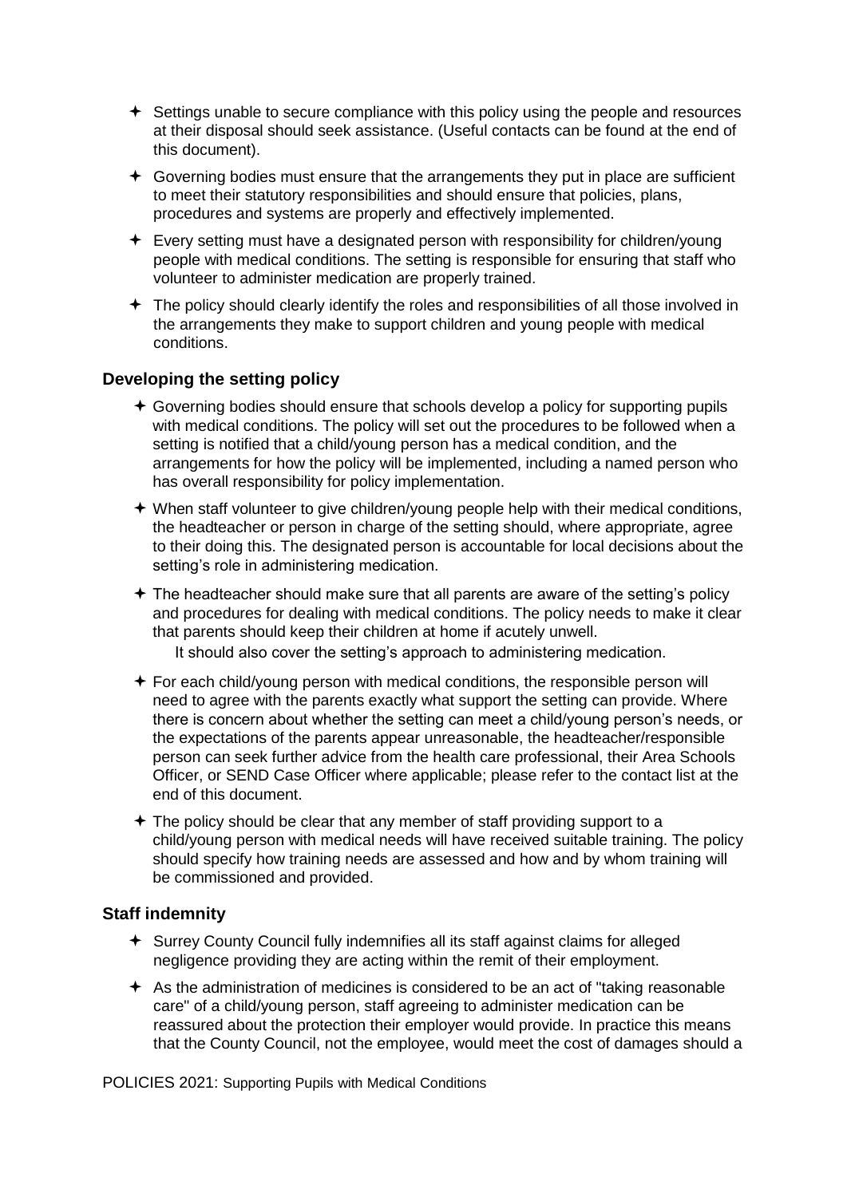- Settings unable to secure compliance with this policy using the people and resources at their disposal should seek assistance. (Useful contacts can be found at the end of this document).
- Governing bodies must ensure that the arrangements they put in place are sufficient to meet their statutory responsibilities and should ensure that policies, plans, procedures and systems are properly and effectively implemented.
- Every setting must have a designated person with responsibility for children/young people with medical conditions. The setting is responsible for ensuring that staff who volunteer to administer medication are properly trained.
- The policy should clearly identify the roles and responsibilities of all those involved in the arrangements they make to support children and young people with medical conditions.

### Developing the setting policy

- Governing bodies should ensure that schools develop a policy for supporting pupils with medical conditions. The policy will set out the procedures to be followed when a setting is notified that a child/young person has a medical condition, and the arrangements for how the policy will be implemented, including a named person who has overall responsibility for policy implementation.
- When staff volunteer to give children/young people help with their medical conditions, the headteacher or person in charge of the setting should, where appropriate, agree to their doing this. The designated person is accountable for local decisions about the setting's role in administering medication.
- The headteacher should make sure that all parents are aware of the setting's policy and procedures for dealing with medical conditions. The policy needs to make it clear that parents should keep their children at home if acutely unwell.

  It should also cover the setting's approach to administering medication.
- For each child/young person with medical conditions, the responsible person will need to agree with the parents exactly what support the setting can provide. Where there is concern about whether the setting can meet a child/young person's needs, or the expectations of the parents appear unreasonable, the headteacher/responsible person can seek further advice from the health care professional, their Area Schools Officer, or SEND Case Officer where applicable; please refer to the contact list at the end of this document.
- The policy should be clear that any member of staff providing support to a child/young person with medical needs will have received suitable training. The policy should specify how training needs are assessed and how and by whom training will be commissioned and provided.

### Staff indemnity

- Surrey County Council fully indemnifies all its staff against claims for alleged negligence providing they are acting within the remit of their employment.
- As the administration of medicines is considered to be an act of "taking reasonable care" of a child/young person, staff agreeing to administer medication can be reassured about the protection their employer would provide. In practice this means that the County Council, not the employee, would meet the cost of damages should a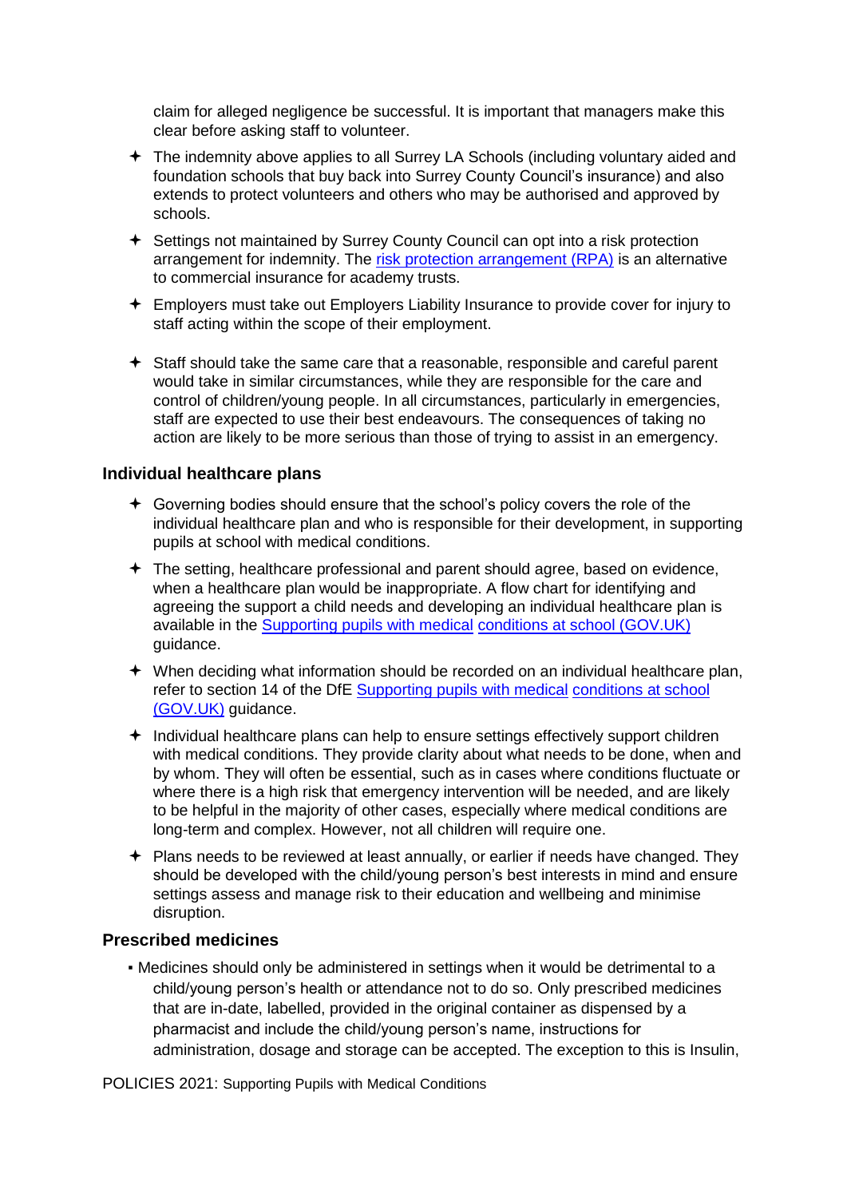claim for alleged negligence be successful. It is important that managers make this clear before asking staff to volunteer.

- The indemnity above applies to all Surrey LA Schools (including voluntary aided and foundation schools that buy back into Surrey County Council's insurance) and also extends to protect volunteers and others who may be authorised and approved by schools.
- Settings not maintained by Surrey County Council can opt into a risk protection arrangement for indemnity. The risk protection arrangement (RPA) is an alternative to commercial insurance for academy trusts.
- Employers must take out Employers Liability Insurance to provide cover for injury to staff acting within the scope of their employment.
- Staff should take the same care that a reasonable, responsible and careful parent would take in similar circumstances, while they are responsible for the care and control of children/young people. In all circumstances, particularly in emergencies, staff are expected to use their best endeavours. The consequences of taking no action are likely to be more serious than those of trying to assist in an emergency.

### Individual healthcare plans

- Governing bodies should ensure that the school's policy covers the role of the individual healthcare plan and who is responsible for their development, in supporting pupils at school with medical conditions.
- The setting, healthcare professional and parent should agree, based on evidence, when a healthcare plan would be inappropriate. A flow chart for identifying and agreeing the support a child needs and developing an individual healthcare plan is available in the Supporting pupils with medical conditions at school (GOV.UK) guidance.
- When deciding what information should be recorded on an individual healthcare plan, refer to section 14 of the DfE Supporting pupils with medical conditions at school (GOV.UK) guidance.
- Individual healthcare plans can help to ensure settings effectively support children with medical conditions. They provide clarity about what needs to be done, when and by whom. They will often be essential, such as in cases where conditions fluctuate or where there is a high risk that emergency intervention will be needed, and are likely to be helpful in the majority of other cases, especially where medical conditions are long-term and complex. However, not all children will require one.
- Plans needs to be reviewed at least annually, or earlier if needs have changed. They should be developed with the child/young person's best interests in mind and ensure settings assess and manage risk to their education and wellbeing and minimise disruption.

### Prescribed medicines

- Medicines should only be administered in settings when it would be detrimental to a child/young person's health or attendance not to do so. Only prescribed medicines that are in-date, labelled, provided in the original container as dispensed by a pharmacist and include the child/young person's name, instructions for administration, dosage and storage can be accepted. The exception to this is Insulin,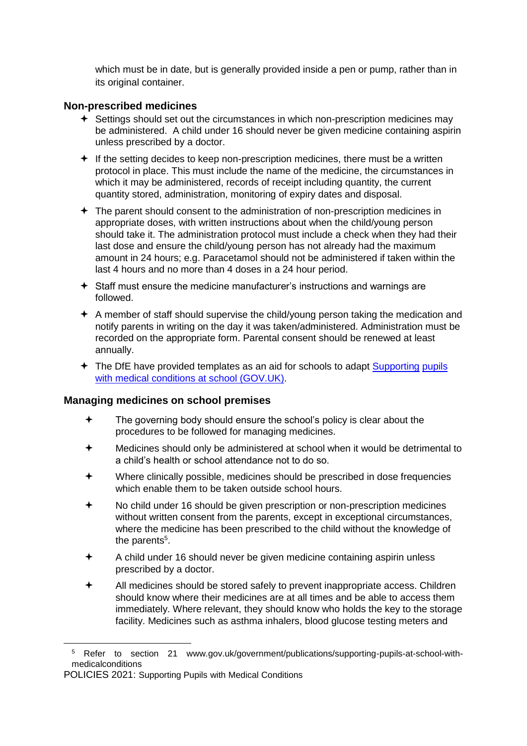which must be in date, but is generally provided inside a pen or pump, rather than in its original container.

### Non-prescribed medicines

- Settings should set out the circumstances in which non-prescription medicines may be administered. A child under 16 should never be given medicine containing aspirin unless prescribed by a doctor.
- If the setting decides to keep non-prescription medicines, there must be a written protocol in place. This must include the name of the medicine, the circumstances in which it may be administered, records of receipt including quantity, the current quantity stored, administration, monitoring of expiry dates and disposal.
- The parent should consent to the administration of non-prescription medicines in appropriate doses, with written instructions about when the child/young person should take it. The administration protocol must include a check when they had their last dose and ensure the child/young person has not already had the maximum amount in 24 hours; e.g. Paracetamol should not be administered if taken within the last 4 hours and no more than 4 doses in a 24 hour period.
- Staff must ensure the medicine manufacturer's instructions and warnings are followed.
- A member of staff should supervise the child/young person taking the medication and notify parents in writing on the day it was taken/administered. Administration must be recorded on the appropriate form. Parental consent should be renewed at least annually.
- The DfE have provided templates as an aid for schools to adapt [Supporting pupils with medical conditions at school (GOV.UK)](https://www.gov.uk/government/publications/supporting-pupils-at-school-with-medical-conditions).

### Managing medicines on school premises

- The governing body should ensure the school's policy is clear about the procedures to be followed for managing medicines.
- Medicines should only be administered at school when it would be detrimental to a child's health or school attendance not to do so.
- Where clinically possible, medicines should be prescribed in dose frequencies which enable them to be taken outside school hours.
- No child under 16 should be given prescription or non-prescription medicines without written consent from the parents, except in exceptional circumstances, where the medicine has been prescribed to the child without the knowledge of the parents[5].
- A child under 16 should never be given medicine containing aspirin unless prescribed by a doctor.
- All medicines should be stored safely to prevent inappropriate access. Children should know where their medicines are at all times and be able to access them immediately. Where relevant, they should know who holds the key to the storage facility. Medicines such as asthma inhalers, blood glucose testing meters and

---

[5] Refer to section 21 www.gov.uk/government/publications/supporting-pupils-at-school-with-medicalconditions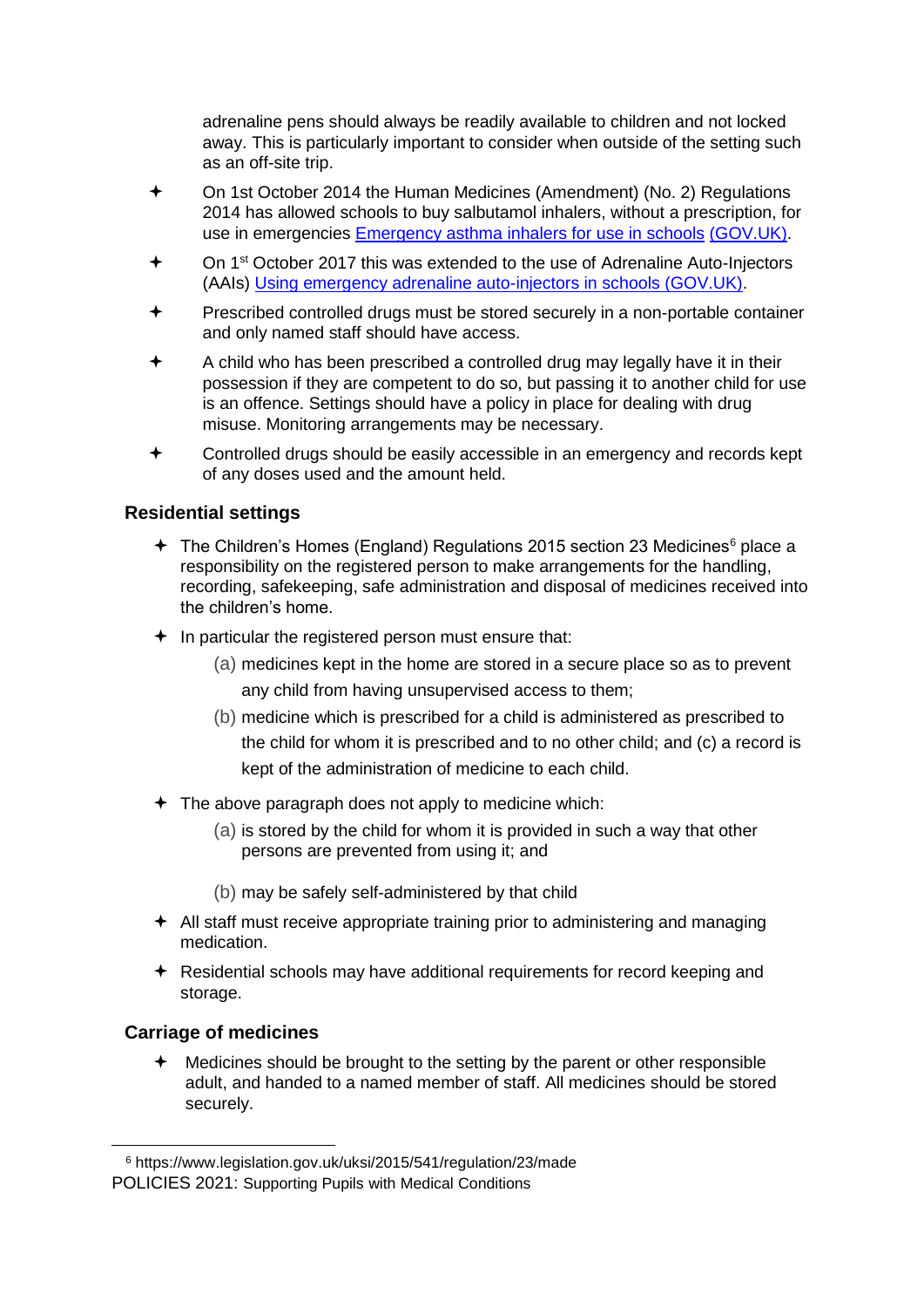adrenaline pens should always be readily available to children and not locked away. This is particularly important to consider when outside of the setting such as an off-site trip.

- On 1st October 2014 the Human Medicines (Amendment) (No. 2) Regulations 2014 has allowed schools to buy salbutamol inhalers, without a prescription, for use in emergencies [Emergency asthma inhalers for use in schools](#) [(GOV.UK)](#).
- On 1st October 2017 this was extended to the use of Adrenaline Auto-Injectors (AAIs) [Using emergency adrenaline auto-injectors in schools (GOV.UK)](#).
- Prescribed controlled drugs must be stored securely in a non-portable container and only named staff should have access.
- A child who has been prescribed a controlled drug may legally have it in their possession if they are competent to do so, but passing it to another child for use is an offence. Settings should have a policy in place for dealing with drug misuse. Monitoring arrangements may be necessary.
- Controlled drugs should be easily accessible in an emergency and records kept of any doses used and the amount held.

## Residential settings

- The Children's Homes (England) Regulations 2015 section 23 Medicines[6] place a responsibility on the registered person to make arrangements for the handling, recording, safekeeping, safe administration and disposal of medicines received into the children's home.
- In particular the registered person must ensure that:
  - (a) medicines kept in the home are stored in a secure place so as to prevent any child from having unsupervised access to them;
  - (b) medicine which is prescribed for a child is administered as prescribed to the child for whom it is prescribed and to no other child; and (c) a record is kept of the administration of medicine to each child.
- The above paragraph does not apply to medicine which:
  - (a) is stored by the child for whom it is provided in such a way that other persons are prevented from using it; and
  - (b) may be safely self-administered by that child
- All staff must receive appropriate training prior to administering and managing medication.
- Residential schools may have additional requirements for record keeping and storage.

## Carriage of medicines

- Medicines should be brought to the setting by the parent or other responsible adult, and handed to a named member of staff. All medicines should be stored securely.

[6] https://www.legislation.gov.uk/uksi/2015/541/regulation/23/made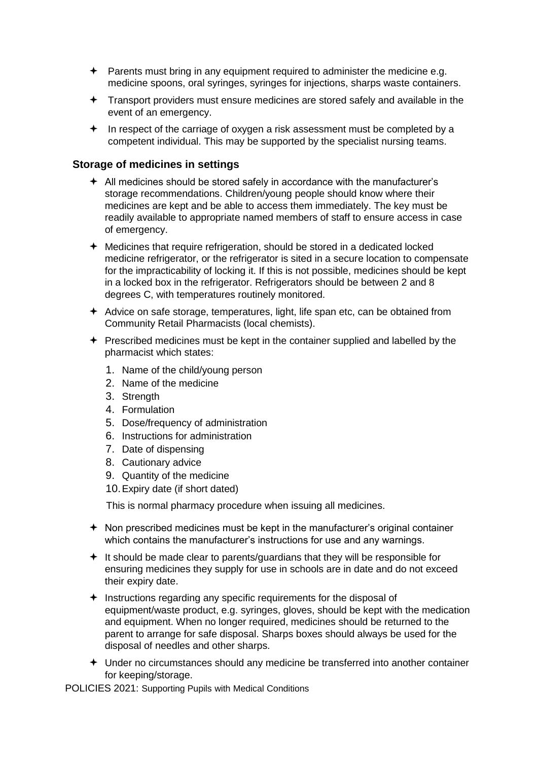- Parents must bring in any equipment required to administer the medicine e.g. medicine spoons, oral syringes, syringes for injections, sharps waste containers.
- Transport providers must ensure medicines are stored safely and available in the event of an emergency.
- In respect of the carriage of oxygen a risk assessment must be completed by a competent individual. This may be supported by the specialist nursing teams.

### Storage of medicines in settings

- All medicines should be stored safely in accordance with the manufacturer's storage recommendations. Children/young people should know where their medicines are kept and be able to access them immediately. The key must be readily available to appropriate named members of staff to ensure access in case of emergency.
- Medicines that require refrigeration, should be stored in a dedicated locked medicine refrigerator, or the refrigerator is sited in a secure location to compensate for the impracticability of locking it. If this is not possible, medicines should be kept in a locked box in the refrigerator. Refrigerators should be between 2 and 8 degrees C, with temperatures routinely monitored.
- Advice on safe storage, temperatures, light, life span etc, can be obtained from Community Retail Pharmacists (local chemists).
- Prescribed medicines must be kept in the container supplied and labelled by the pharmacist which states:
  1. Name of the child/young person
  2. Name of the medicine
  3. Strength
  4. Formulation
  5. Dose/frequency of administration
  6. Instructions for administration
  7. Date of dispensing
  8. Cautionary advice
  9. Quantity of the medicine
  10. Expiry date (if short dated)

  This is normal pharmacy procedure when issuing all medicines.

- Non prescribed medicines must be kept in the manufacturer's original container which contains the manufacturer's instructions for use and any warnings.
- It should be made clear to parents/guardians that they will be responsible for ensuring medicines they supply for use in schools are in date and do not exceed their expiry date.
- Instructions regarding any specific requirements for the disposal of equipment/waste product, e.g. syringes, gloves, should be kept with the medication and equipment. When no longer required, medicines should be returned to the parent to arrange for safe disposal. Sharps boxes should always be used for the disposal of needles and other sharps.
- Under no circumstances should any medicine be transferred into another container for keeping/storage.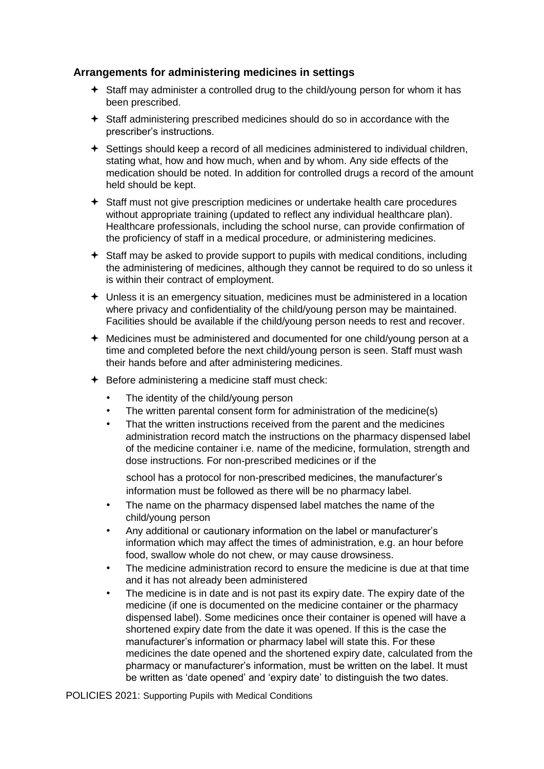## Arrangements for administering medicines in settings

- Staff may administer a controlled drug to the child/young person for whom it has been prescribed.
- Staff administering prescribed medicines should do so in accordance with the prescriber's instructions.
- Settings should keep a record of all medicines administered to individual children, stating what, how and how much, when and by whom. Any side effects of the medication should be noted. In addition for controlled drugs a record of the amount held should be kept.
- Staff must not give prescription medicines or undertake health care procedures without appropriate training (updated to reflect any individual healthcare plan). Healthcare professionals, including the school nurse, can provide confirmation of the proficiency of staff in a medical procedure, or administering medicines.
- Staff may be asked to provide support to pupils with medical conditions, including the administering of medicines, although they cannot be required to do so unless it is within their contract of employment.
- Unless it is an emergency situation, medicines must be administered in a location where privacy and confidentiality of the child/young person may be maintained. Facilities should be available if the child/young person needs to rest and recover.
- Medicines must be administered and documented for one child/young person at a time and completed before the next child/young person is seen. Staff must wash their hands before and after administering medicines.
- Before administering a medicine staff must check:
  - The identity of the child/young person
  - The written parental consent form for administration of the medicine(s)
  - That the written instructions received from the parent and the medicines administration record match the instructions on the pharmacy dispensed label of the medicine container i.e. name of the medicine, formulation, strength and dose instructions. For non-prescribed medicines or if the school has a protocol for non-prescribed medicines, the manufacturer's information must be followed as there will be no pharmacy label.
  - The name on the pharmacy dispensed label matches the name of the child/young person
  - Any additional or cautionary information on the label or manufacturer's information which may affect the times of administration, e.g. an hour before food, swallow whole do not chew, or may cause drowsiness.
  - The medicine administration record to ensure the medicine is due at that time and it has not already been administered
  - The medicine is in date and is not past its expiry date. The expiry date of the medicine (if one is documented on the medicine container or the pharmacy dispensed label). Some medicines once their container is opened will have a shortened expiry date from the date it was opened. If this is the case the manufacturer's information or pharmacy label will state this. For these medicines the date opened and the shortened expiry date, calculated from the pharmacy or manufacturer's information, must be written on the label. It must be written as 'date opened' and 'expiry date' to distinguish the two dates.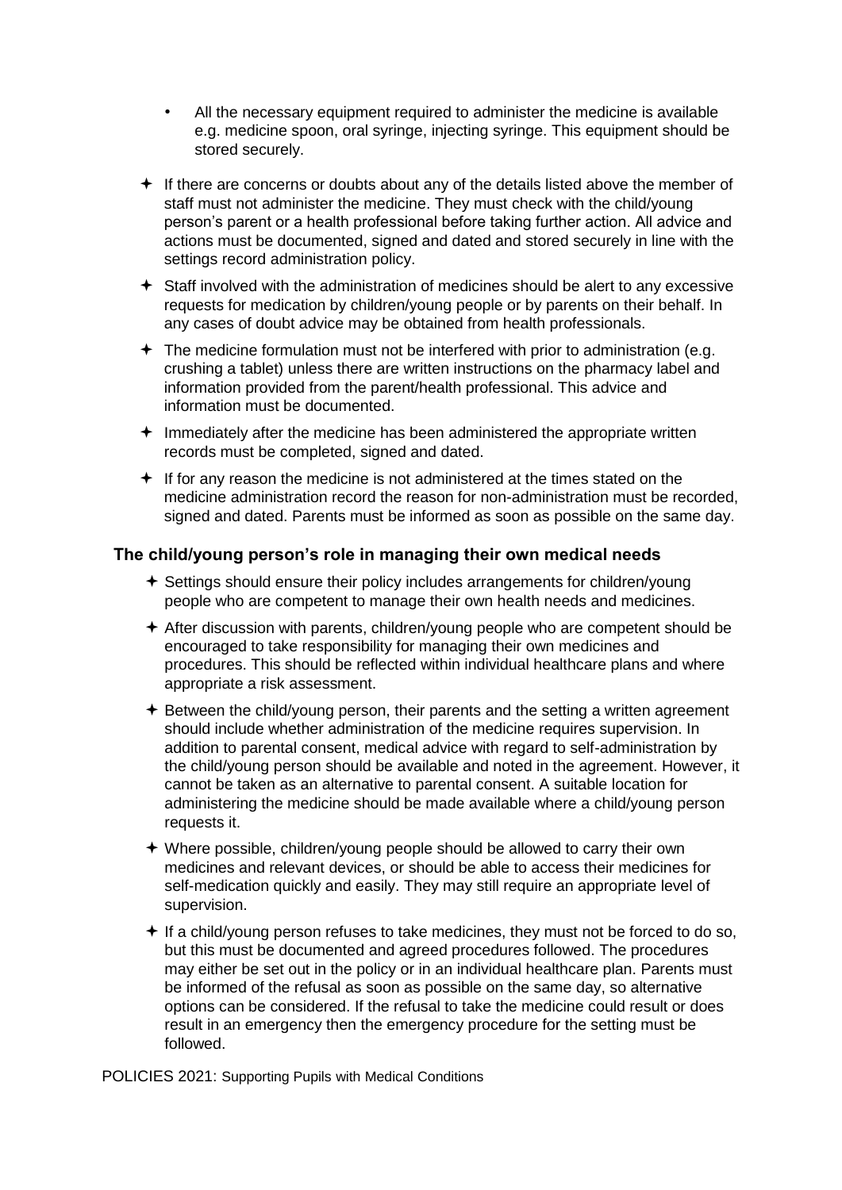- All the necessary equipment required to administer the medicine is available e.g. medicine spoon, oral syringe, injecting syringe. This equipment should be stored securely.

- If there are concerns or doubts about any of the details listed above the member of staff must not administer the medicine. They must check with the child/young person's parent or a health professional before taking further action. All advice and actions must be documented, signed and dated and stored securely in line with the settings record administration policy.
- Staff involved with the administration of medicines should be alert to any excessive requests for medication by children/young people or by parents on their behalf. In any cases of doubt advice may be obtained from health professionals.
- The medicine formulation must not be interfered with prior to administration (e.g. crushing a tablet) unless there are written instructions on the pharmacy label and information provided from the parent/health professional. This advice and information must be documented.
- Immediately after the medicine has been administered the appropriate written records must be completed, signed and dated.
- If for any reason the medicine is not administered at the times stated on the medicine administration record the reason for non-administration must be recorded, signed and dated. Parents must be informed as soon as possible on the same day.

## The child/young person's role in managing their own medical needs

- Settings should ensure their policy includes arrangements for children/young people who are competent to manage their own health needs and medicines.
- After discussion with parents, children/young people who are competent should be encouraged to take responsibility for managing their own medicines and procedures. This should be reflected within individual healthcare plans and where appropriate a risk assessment.
- Between the child/young person, their parents and the setting a written agreement should include whether administration of the medicine requires supervision. In addition to parental consent, medical advice with regard to self-administration by the child/young person should be available and noted in the agreement. However, it cannot be taken as an alternative to parental consent. A suitable location for administering the medicine should be made available where a child/young person requests it.
- Where possible, children/young people should be allowed to carry their own medicines and relevant devices, or should be able to access their medicines for self-medication quickly and easily. They may still require an appropriate level of supervision.
- If a child/young person refuses to take medicines, they must not be forced to do so, but this must be documented and agreed procedures followed. The procedures may either be set out in the policy or in an individual healthcare plan. Parents must be informed of the refusal as soon as possible on the same day, so alternative options can be considered. If the refusal to take the medicine could result or does result in an emergency then the emergency procedure for the setting must be followed.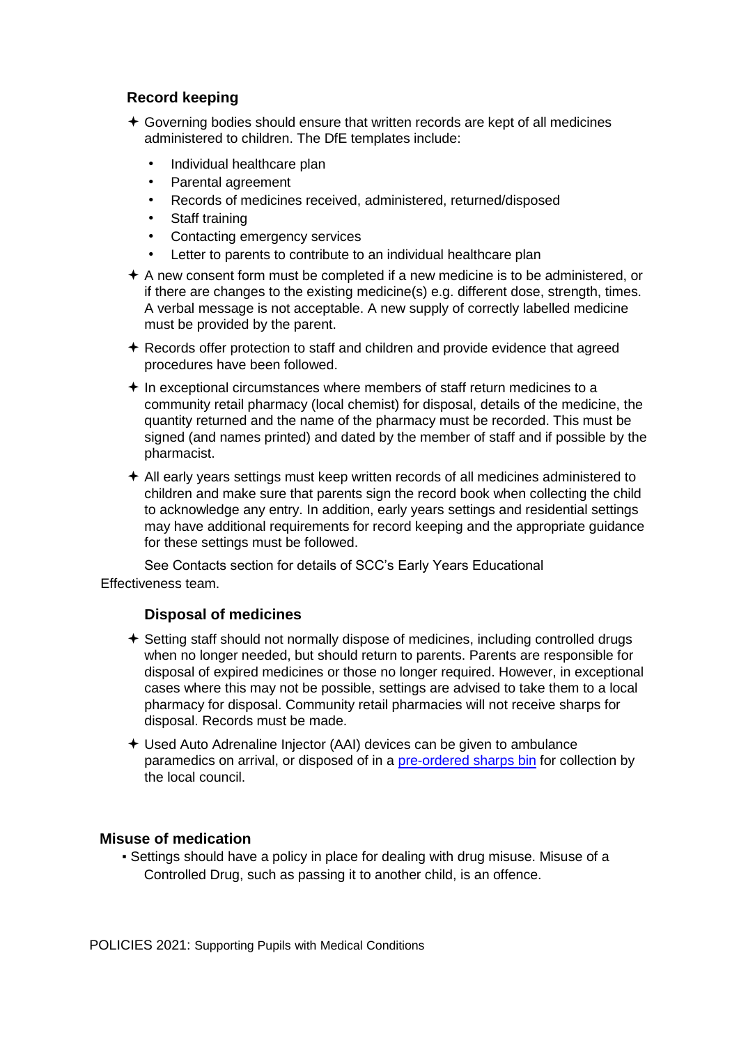### Record keeping

- Governing bodies should ensure that written records are kept of all medicines administered to children. The DfE templates include:
  - Individual healthcare plan
  - Parental agreement
  - Records of medicines received, administered, returned/disposed
  - Staff training
  - Contacting emergency services
  - Letter to parents to contribute to an individual healthcare plan
- A new consent form must be completed if a new medicine is to be administered, or if there are changes to the existing medicine(s) e.g. different dose, strength, times. A verbal message is not acceptable. A new supply of correctly labelled medicine must be provided by the parent.
- Records offer protection to staff and children and provide evidence that agreed procedures have been followed.
- In exceptional circumstances where members of staff return medicines to a community retail pharmacy (local chemist) for disposal, details of the medicine, the quantity returned and the name of the pharmacy must be recorded. This must be signed (and names printed) and dated by the member of staff and if possible by the pharmacist.
- All early years settings must keep written records of all medicines administered to children and make sure that parents sign the record book when collecting the child to acknowledge any entry. In addition, early years settings and residential settings may have additional requirements for record keeping and the appropriate guidance for these settings must be followed.

See Contacts section for details of SCC's Early Years Educational Effectiveness team.

### Disposal of medicines

- Setting staff should not normally dispose of medicines, including controlled drugs when no longer needed, but should return to parents. Parents are responsible for disposal of expired medicines or those no longer required. However, in exceptional cases where this may not be possible, settings are advised to take them to a local pharmacy for disposal. Community retail pharmacies will not receive sharps for disposal. Records must be made.
- Used Auto Adrenaline Injector (AAI) devices can be given to ambulance paramedics on arrival, or disposed of in a pre-ordered sharps bin for collection by the local council.

### Misuse of medication

- Settings should have a policy in place for dealing with drug misuse. Misuse of a Controlled Drug, such as passing it to another child, is an offence.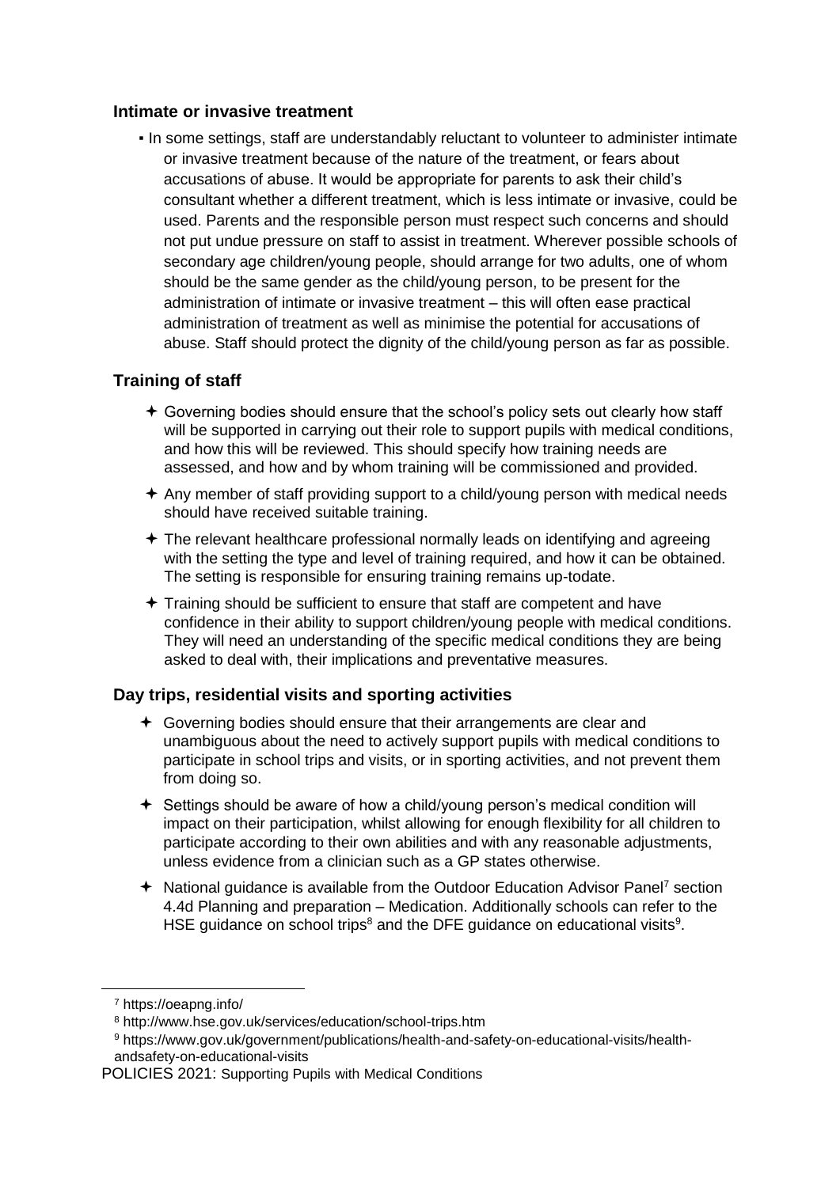### Intimate or invasive treatment

- In some settings, staff are understandably reluctant to volunteer to administer intimate or invasive treatment because of the nature of the treatment, or fears about accusations of abuse. It would be appropriate for parents to ask their child's consultant whether a different treatment, which is less intimate or invasive, could be used. Parents and the responsible person must respect such concerns and should not put undue pressure on staff to assist in treatment. Wherever possible schools of secondary age children/young people, should arrange for two adults, one of whom should be the same gender as the child/young person, to be present for the administration of intimate or invasive treatment – this will often ease practical administration of treatment as well as minimise the potential for accusations of abuse. Staff should protect the dignity of the child/young person as far as possible.

### Training of staff

- Governing bodies should ensure that the school's policy sets out clearly how staff will be supported in carrying out their role to support pupils with medical conditions, and how this will be reviewed. This should specify how training needs are assessed, and how and by whom training will be commissioned and provided.
- Any member of staff providing support to a child/young person with medical needs should have received suitable training.
- The relevant healthcare professional normally leads on identifying and agreeing with the setting the type and level of training required, and how it can be obtained. The setting is responsible for ensuring training remains up-todate.
- Training should be sufficient to ensure that staff are competent and have confidence in their ability to support children/young people with medical conditions. They will need an understanding of the specific medical conditions they are being asked to deal with, their implications and preventative measures.

### Day trips, residential visits and sporting activities

- Governing bodies should ensure that their arrangements are clear and unambiguous about the need to actively support pupils with medical conditions to participate in school trips and visits, or in sporting activities, and not prevent them from doing so.
- Settings should be aware of how a child/young person's medical condition will impact on their participation, whilst allowing for enough flexibility for all children to participate according to their own abilities and with any reasonable adjustments, unless evidence from a clinician such as a GP states otherwise.
- National guidance is available from the Outdoor Education Advisor Panel[7] section 4.4d Planning and preparation – Medication. Additionally schools can refer to the HSE guidance on school trips[8] and the DFE guidance on educational visits[9].

---

[7] https://oeapng.info/

[8] http://www.hse.gov.uk/services/education/school-trips.htm

[9] https://www.gov.uk/government/publications/health-and-safety-on-educational-visits/health-andsafety-on-educational-visits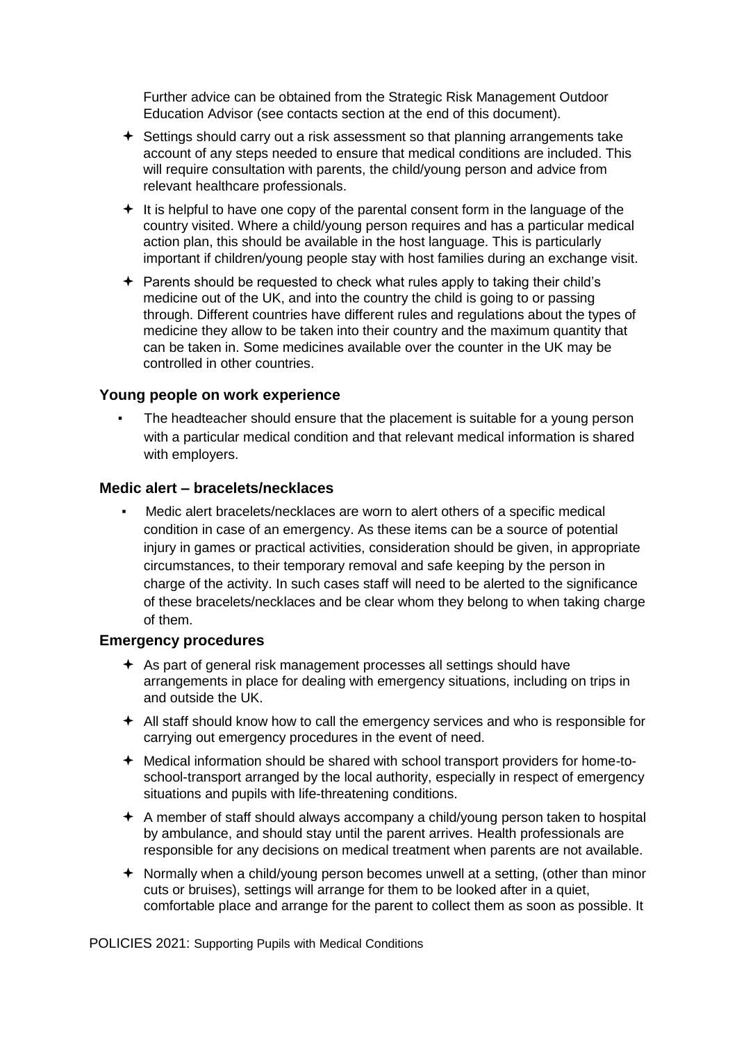Further advice can be obtained from the Strategic Risk Management Outdoor Education Advisor (see contacts section at the end of this document).

- Settings should carry out a risk assessment so that planning arrangements take account of any steps needed to ensure that medical conditions are included. This will require consultation with parents, the child/young person and advice from relevant healthcare professionals.
- It is helpful to have one copy of the parental consent form in the language of the country visited. Where a child/young person requires and has a particular medical action plan, this should be available in the host language. This is particularly important if children/young people stay with host families during an exchange visit.
- Parents should be requested to check what rules apply to taking their child's medicine out of the UK, and into the country the child is going to or passing through. Different countries have different rules and regulations about the types of medicine they allow to be taken into their country and the maximum quantity that can be taken in. Some medicines available over the counter in the UK may be controlled in other countries.

### Young people on work experience

- The headteacher should ensure that the placement is suitable for a young person with a particular medical condition and that relevant medical information is shared with employers.

### Medic alert – bracelets/necklaces

- Medic alert bracelets/necklaces are worn to alert others of a specific medical condition in case of an emergency. As these items can be a source of potential injury in games or practical activities, consideration should be given, in appropriate circumstances, to their temporary removal and safe keeping by the person in charge of the activity. In such cases staff will need to be alerted to the significance of these bracelets/necklaces and be clear whom they belong to when taking charge of them.

### Emergency procedures

- As part of general risk management processes all settings should have arrangements in place for dealing with emergency situations, including on trips in and outside the UK.
- All staff should know how to call the emergency services and who is responsible for carrying out emergency procedures in the event of need.
- Medical information should be shared with school transport providers for home-to-school-transport arranged by the local authority, especially in respect of emergency situations and pupils with life-threatening conditions.
- A member of staff should always accompany a child/young person taken to hospital by ambulance, and should stay until the parent arrives. Health professionals are responsible for any decisions on medical treatment when parents are not available.
- Normally when a child/young person becomes unwell at a setting, (other than minor cuts or bruises), settings will arrange for them to be looked after in a quiet, comfortable place and arrange for the parent to collect them as soon as possible. It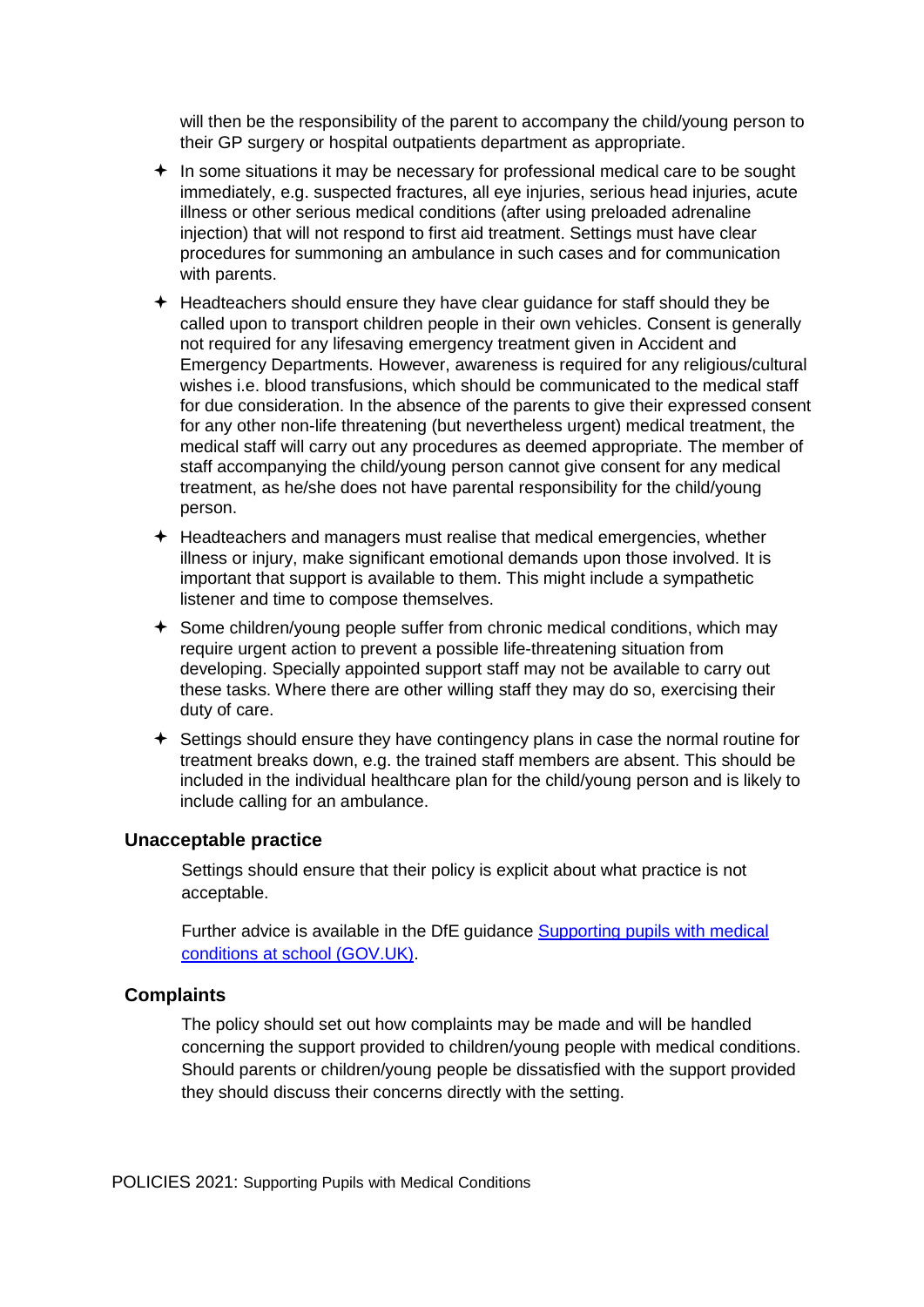will then be the responsibility of the parent to accompany the child/young person to their GP surgery or hospital outpatients department as appropriate.

- In some situations it may be necessary for professional medical care to be sought immediately, e.g. suspected fractures, all eye injuries, serious head injuries, acute illness or other serious medical conditions (after using preloaded adrenaline injection) that will not respond to first aid treatment. Settings must have clear procedures for summoning an ambulance in such cases and for communication with parents.
- Headteachers should ensure they have clear guidance for staff should they be called upon to transport children people in their own vehicles. Consent is generally not required for any lifesaving emergency treatment given in Accident and Emergency Departments. However, awareness is required for any religious/cultural wishes i.e. blood transfusions, which should be communicated to the medical staff for due consideration. In the absence of the parents to give their expressed consent for any other non-life threatening (but nevertheless urgent) medical treatment, the medical staff will carry out any procedures as deemed appropriate. The member of staff accompanying the child/young person cannot give consent for any medical treatment, as he/she does not have parental responsibility for the child/young person.
- Headteachers and managers must realise that medical emergencies, whether illness or injury, make significant emotional demands upon those involved. It is important that support is available to them. This might include a sympathetic listener and time to compose themselves.
- Some children/young people suffer from chronic medical conditions, which may require urgent action to prevent a possible life-threatening situation from developing. Specially appointed support staff may not be available to carry out these tasks. Where there are other willing staff they may do so, exercising their duty of care.
- Settings should ensure they have contingency plans in case the normal routine for treatment breaks down, e.g. the trained staff members are absent. This should be included in the individual healthcare plan for the child/young person and is likely to include calling for an ambulance.

## Unacceptable practice

Settings should ensure that their policy is explicit about what practice is not acceptable.

Further advice is available in the DfE guidance [Supporting pupils with medical conditions at school (GOV.UK)](#).

## Complaints

The policy should set out how complaints may be made and will be handled concerning the support provided to children/young people with medical conditions. Should parents or children/young people be dissatisfied with the support provided they should discuss their concerns directly with the setting.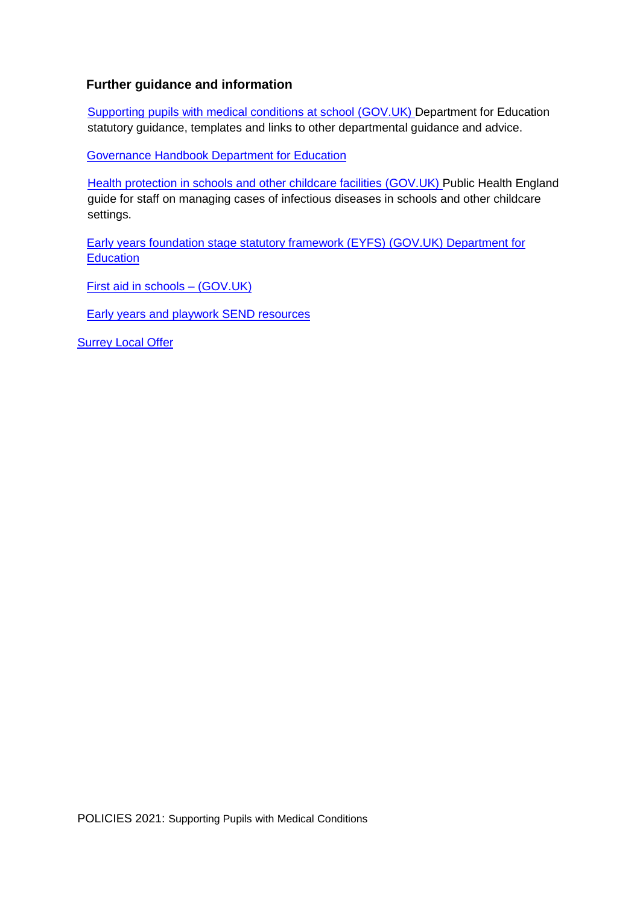### Further guidance and information

Supporting pupils with medical conditions at school (GOV.UK) Department for Education statutory guidance, templates and links to other departmental guidance and advice.

Governance Handbook Department for Education

Health protection in schools and other childcare facilities (GOV.UK) Public Health England guide for staff on managing cases of infectious diseases in schools and other childcare settings.

Early years foundation stage statutory framework (EYFS) (GOV.UK) Department for Education

First aid in schools – (GOV.UK)

Early years and playwork SEND resources

Surrey Local Offer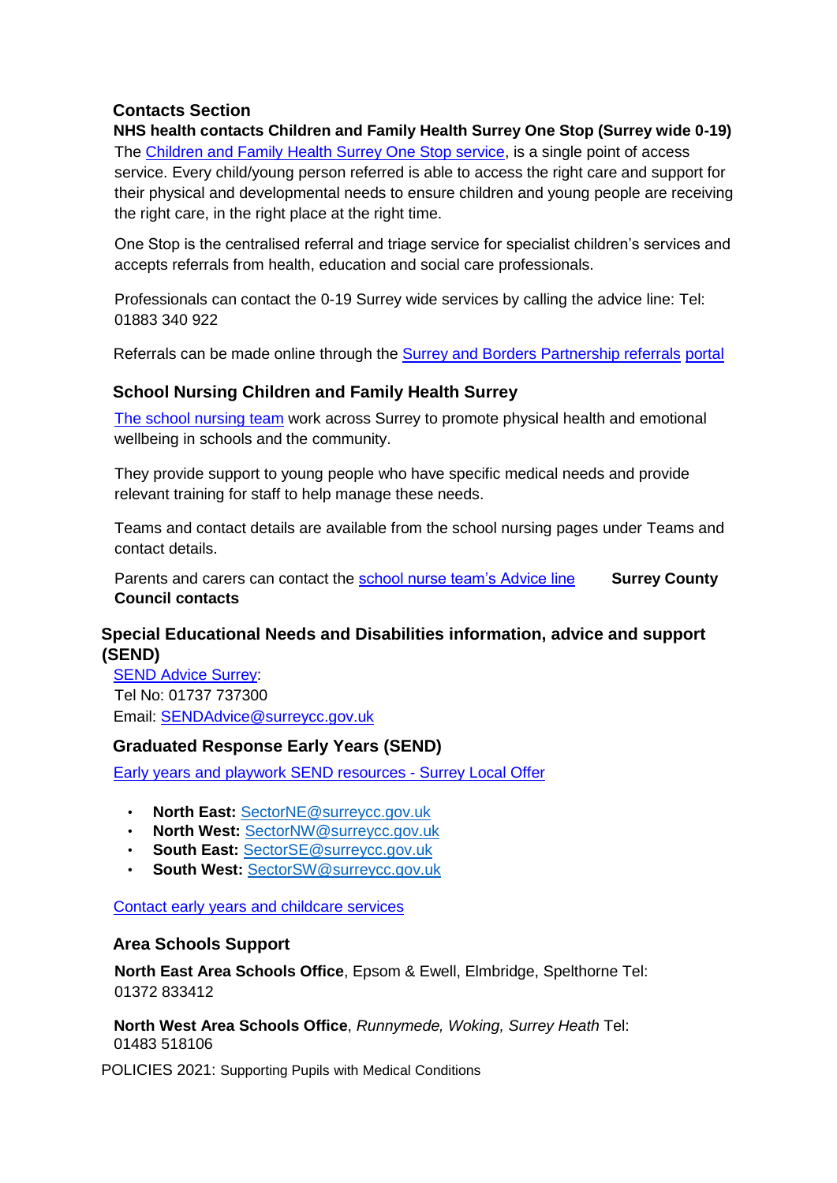## Contacts Section

### NHS health contacts Children and Family Health Surrey One Stop (Surrey wide 0-19)

The Children and Family Health Surrey One Stop service, is a single point of access service. Every child/young person referred is able to access the right care and support for their physical and developmental needs to ensure children and young people are receiving the right care, in the right place at the right time.

One Stop is the centralised referral and triage service for specialist children's services and accepts referrals from health, education and social care professionals.

Professionals can contact the 0-19 Surrey wide services by calling the advice line: Tel: 01883 340 922

Referrals can be made online through the Surrey and Borders Partnership referrals portal

### School Nursing Children and Family Health Surrey

The school nursing team work across Surrey to promote physical health and emotional wellbeing in schools and the community.

They provide support to young people who have specific medical needs and provide relevant training for staff to help manage these needs.

Teams and contact details are available from the school nursing pages under Teams and contact details.

Parents and carers can contact the school nurse team's Advice line

## Surrey County Council contacts

### Special Educational Needs and Disabilities information, advice and support (SEND)

SEND Advice Surrey:
Tel No: 01737 737300
Email: SENDAdvice@surreycc.gov.uk

### Graduated Response Early Years (SEND)

Early years and playwork SEND resources - Surrey Local Offer

- **North East:** SectorNE@surreycc.gov.uk
- **North West:** SectorNW@surreycc.gov.uk
- **South East:** SectorSE@surreycc.gov.uk
- **South West:** SectorSW@surreycc.gov.uk

Contact early years and childcare services

### Area Schools Support

**North East Area Schools Office**, Epsom & Ewell, Elmbridge, Spelthorne Tel: 01372 833412

**North West Area Schools Office**, *Runnymede, Woking, Surrey Heath* Tel: 01483 518106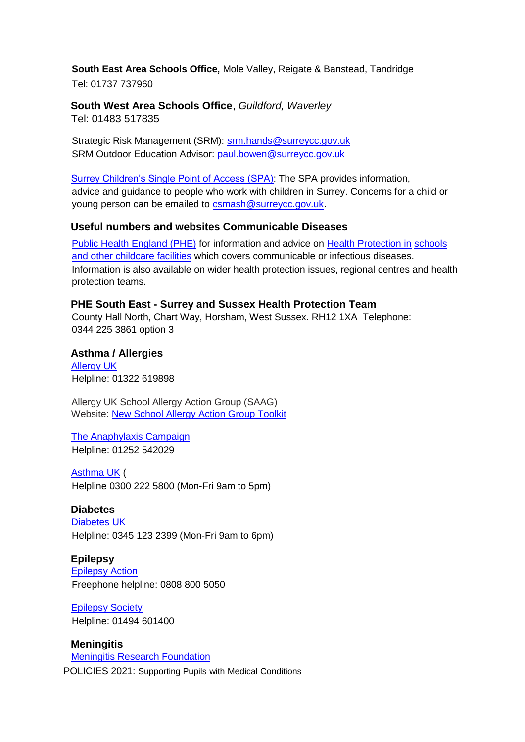**South East Area Schools Office,** Mole Valley, Reigate & Banstead, Tandridge
Tel: 01737 737960

**South West Area Schools Office**, *Guildford, Waverley*
Tel: 01483 517835

Strategic Risk Management (SRM): srm.hands@surreycc.gov.uk
SRM Outdoor Education Advisor: paul.bowen@surreycc.gov.uk

Surrey Children's Single Point of Access (SPA): The SPA provides information, advice and guidance to people who work with children in Surrey. Concerns for a child or young person can be emailed to csmash@surreycc.gov.uk.

### Useful numbers and websites Communicable Diseases

Public Health England (PHE) for information and advice on Health Protection in schools and other childcare facilities which covers communicable or infectious diseases. Information is also available on wider health protection issues, regional centres and health protection teams.

### PHE South East - Surrey and Sussex Health Protection Team

County Hall North, Chart Way, Horsham, West Sussex. RH12 1XA Telephone: 0344 225 3861 option 3

### Asthma / Allergies

Allergy UK
Helpline: 01322 619898

Allergy UK School Allergy Action Group (SAAG)
Website: New School Allergy Action Group Toolkit

The Anaphylaxis Campaign
Helpline: 01252 542029

Asthma UK (
Helpline 0300 222 5800 (Mon-Fri 9am to 5pm)

### Diabetes

Diabetes UK
Helpline: 0345 123 2399 (Mon-Fri 9am to 6pm)

### Epilepsy

Epilepsy Action
Freephone helpline: 0808 800 5050

Epilepsy Society
Helpline: 01494 601400

### Meningitis

Meningitis Research Foundation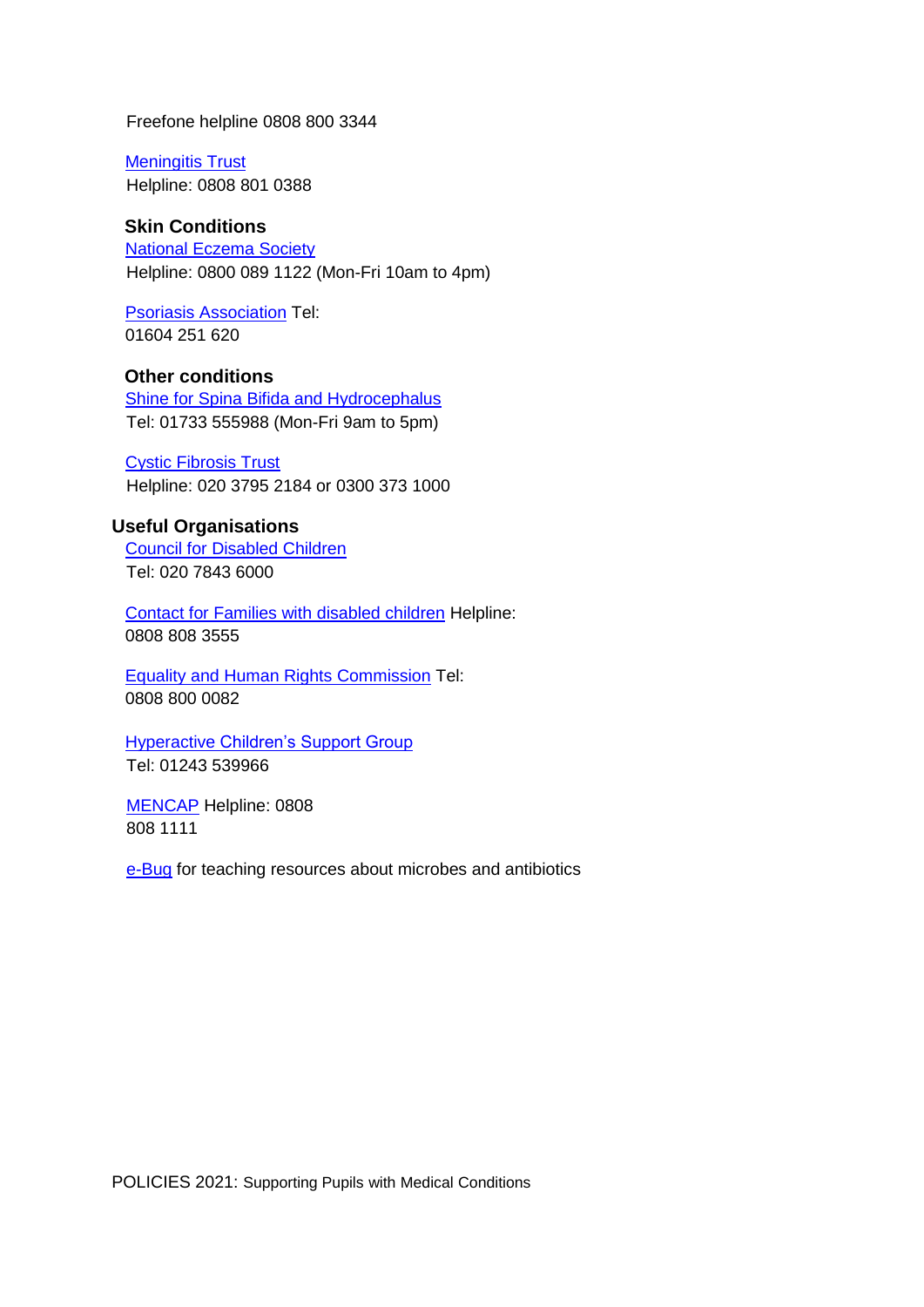Freefone helpline 0808 800 3344

Meningitis Trust
Helpline: 0808 801 0388

**Skin Conditions**

National Eczema Society
Helpline: 0800 089 1122 (Mon-Fri 10am to 4pm)

Psoriasis Association Tel:
01604 251 620

**Other conditions**

Shine for Spina Bifida and Hydrocephalus
Tel: 01733 555988 (Mon-Fri 9am to 5pm)

Cystic Fibrosis Trust
Helpline: 020 3795 2184 or 0300 373 1000

## Useful Organisations

Council for Disabled Children
Tel: 020 7843 6000

Contact for Families with disabled children Helpline:
0808 808 3555

Equality and Human Rights Commission Tel:
0808 800 0082

Hyperactive Children's Support Group
Tel: 01243 539966

MENCAP Helpline: 0808
808 1111

e-Bug for teaching resources about microbes and antibiotics